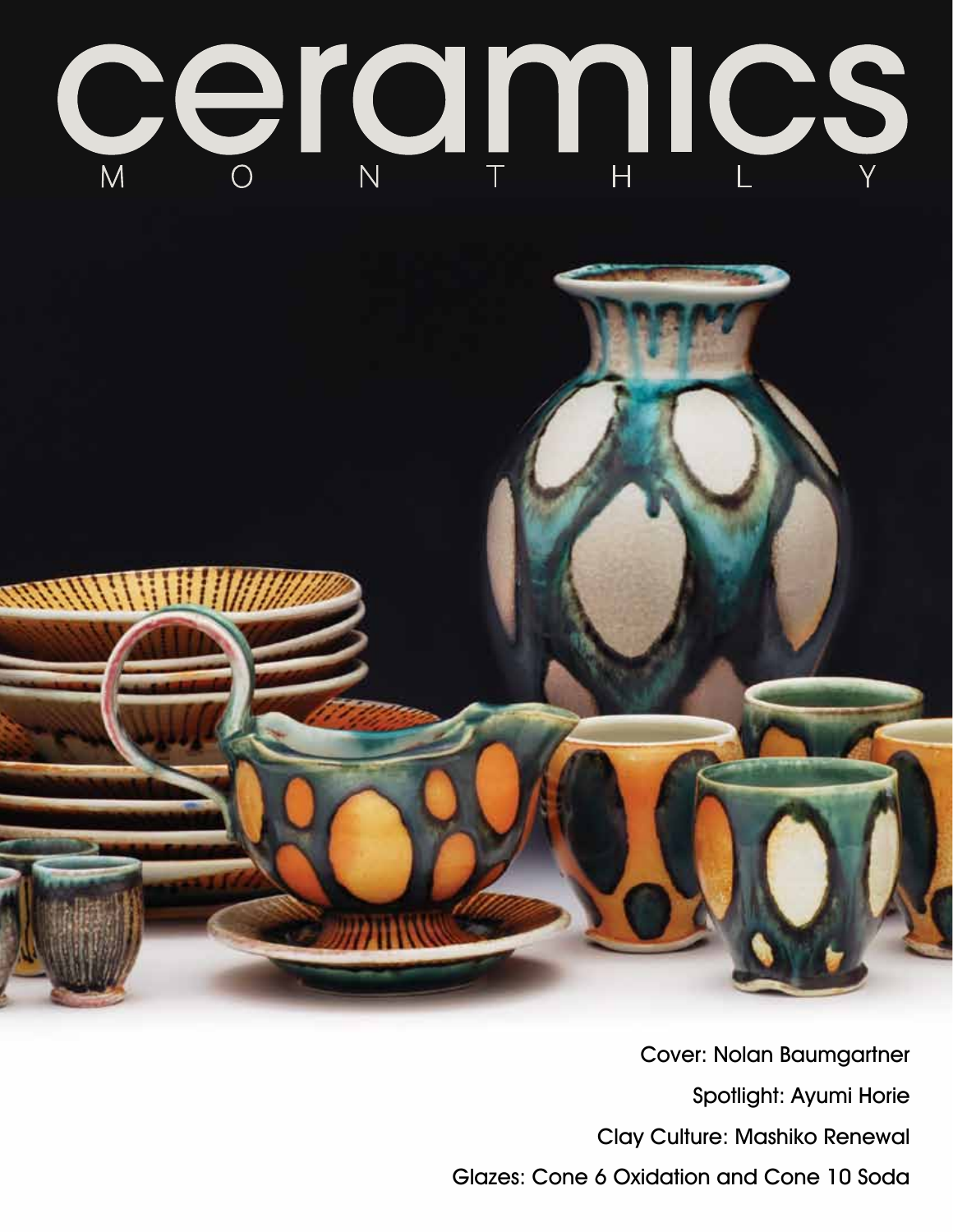# ceramics

MONTHLY

Cover: Nolan Baumgartner

Spotlight: Ayumi Horie

Clay Culture: Mashiko Renewal

Glazes: Cone 6 Oxidation and Cone 10 Soda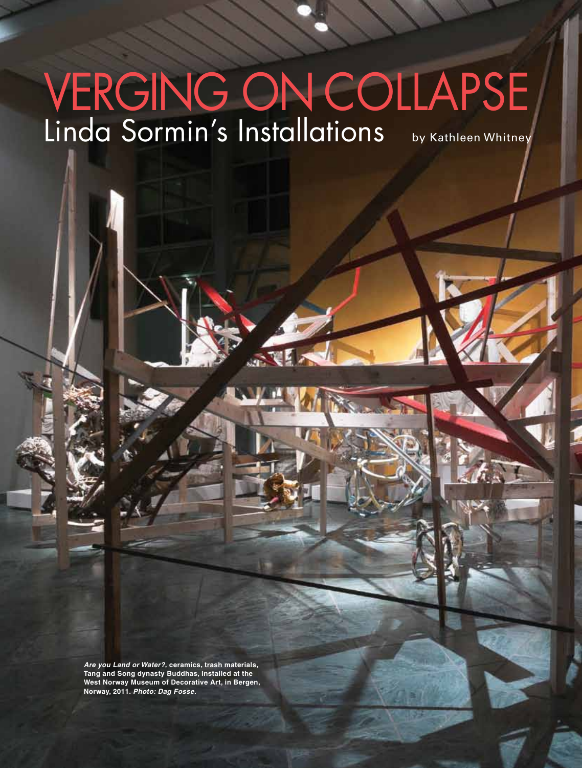# VERGING ON COLLAPSE

## Linda Sormin's Installations

by Kathleen Whitney

***Are you Land or Water?*, ceramics, trash materials, Tang and Song dynasty Buddhas, installed at the West Norway Museum of Decorative Art, in Bergen, Norway, 2011. *Photo: Dag Fosse.***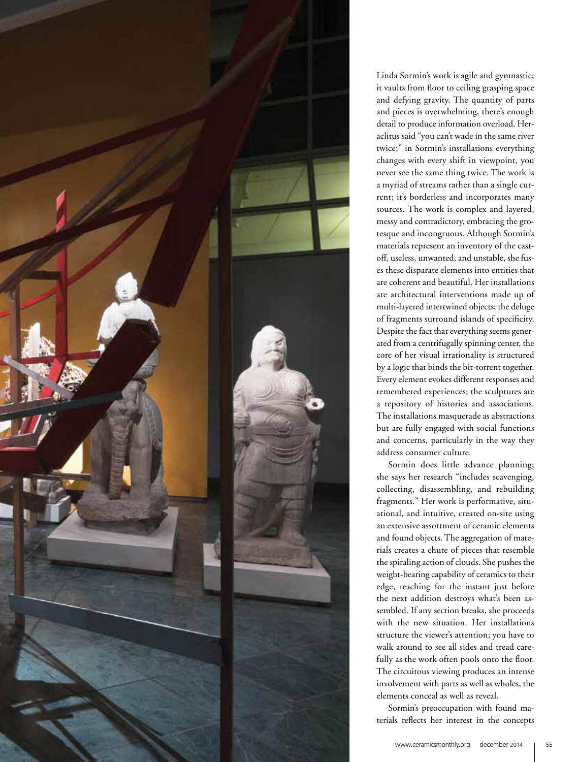Linda Sormin's work is agile and gymnastic; it vaults from floor to ceiling grasping space and defying gravity. The quantity of parts and pieces is overwhelming, there's enough detail to produce information overload. Heraclitus said "you can't wade in the same river twice;" in Sormin's installations everything changes with every shift in viewpoint, you never see the same thing twice. The work is a myriad of streams rather than a single current; it's borderless and incorporates many sources. The work is complex and layered, messy and contradictory, embracing the grotesque and incongruous. Although Sormin's materials represent an inventory of the cast-off, useless, unwanted, and unstable, she fuses these disparate elements into entities that are coherent and beautiful. Her installations are architectural interventions made up of multi-layered intertwined objects; the deluge of fragments surround islands of specificity. Despite the fact that everything seems generated from a centrifugally spinning center, the core of her visual irrationality is structured by a logic that binds the bit-torrent together. Every element evokes different responses and remembered experiences; the sculptures are a repository of histories and associations. The installations masquerade as abstractions but are fully engaged with social functions and concerns, particularly in the way they address consumer culture.

Sormin does little advance planning; she says her research "includes scavenging, collecting, disassembling, and rebuilding fragments." Her work is performative, situational, and intuitive, created on-site using an extensive assortment of ceramic elements and found objects. The aggregation of materials creates a chute of pieces that resemble the spiraling action of clouds. She pushes the weight-bearing capability of ceramics to their edge, reaching for the instant just before the next addition destroys what's been assembled. If any section breaks, she proceeds with the new situation. Her installations structure the viewer's attention; you have to walk around to see all sides and tread carefully as the work often pools onto the floor. The circuitous viewing produces an intense involvement with parts as well as wholes, the elements conceal as well as reveal.

Sormin's preoccupation with found materials reflects her interest in the concepts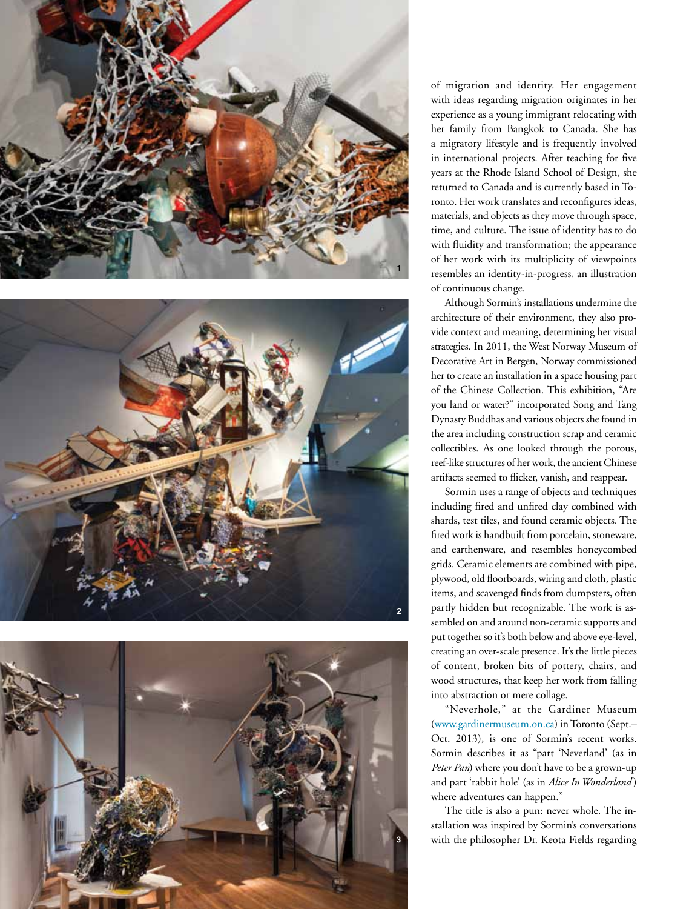of migration and identity. Her engagement with ideas regarding migration originates in her experience as a young immigrant relocating with her family from Bangkok to Canada. She has a migratory lifestyle and is frequently involved in international projects. After teaching for five years at the Rhode Island School of Design, she returned to Canada and is currently based in Toronto. Her work translates and reconfigures ideas, materials, and objects as they move through space, time, and culture. The issue of identity has to do with fluidity and transformation; the appearance of her work with its multiplicity of viewpoints resembles an identity-in-progress, an illustration of continuous change.

Although Sormin's installations undermine the architecture of their environment, they also provide context and meaning, determining her visual strategies. In 2011, the West Norway Museum of Decorative Art in Bergen, Norway commissioned her to create an installation in a space housing part of the Chinese Collection. This exhibition, "Are you land or water?" incorporated Song and Tang Dynasty Buddhas and various objects she found in the area including construction scrap and ceramic collectibles. As one looked through the porous, reef-like structures of her work, the ancient Chinese artifacts seemed to flicker, vanish, and reappear.

Sormin uses a range of objects and techniques including fired and unfired clay combined with shards, test tiles, and found ceramic objects. The fired work is handbuilt from porcelain, stoneware, and earthenware, and resembles honeycombed grids. Ceramic elements are combined with pipe, plywood, old floorboards, wiring and cloth, plastic items, and scavenged finds from dumpsters, often partly hidden but recognizable. The work is assembled on and around non-ceramic supports and put together so it's both below and above eye-level, creating an over-scale presence. It's the little pieces of content, broken bits of pottery, chairs, and wood structures, that keep her work from falling into abstraction or mere collage.

"Neverhole," at the Gardiner Museum (www.gardinermuseum.on.ca) in Toronto (Sept.–Oct. 2013), is one of Sormin's recent works. Sormin describes it as "part 'Neverland' (as in *Peter Pan*) where you don't have to be a grown-up and part 'rabbit hole' (as in *Alice In Wonderland*) where adventures can happen."

The title is also a pun: never whole. The installation was inspired by Sormin's conversations with the philosopher Dr. Keota Fields regarding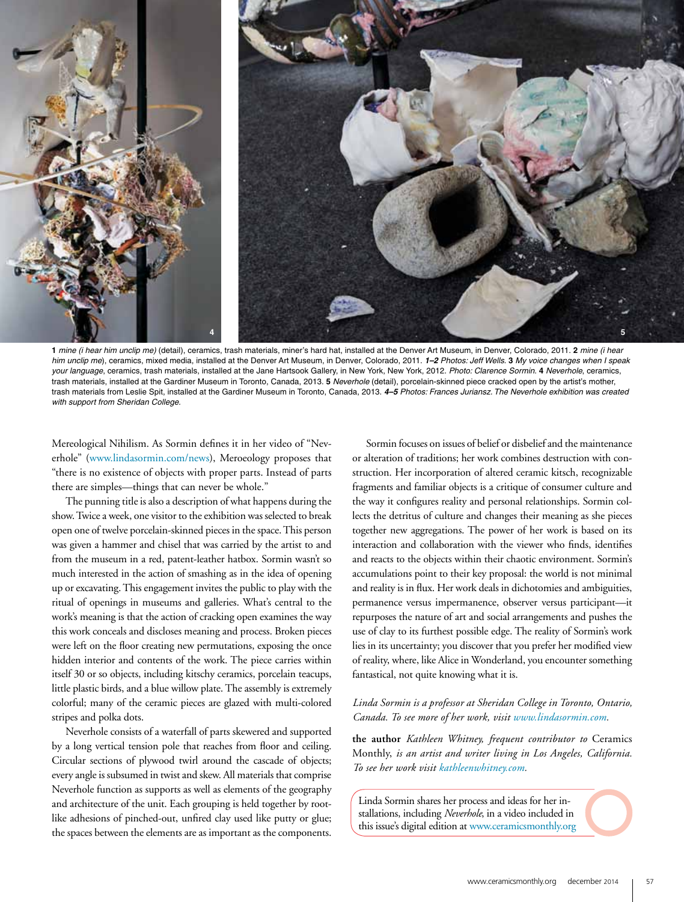**1** *mine (i hear him unclip me)* (detail), ceramics, trash materials, miner's hard hat, installed at the Denver Art Museum, in Denver, Colorado, 2011. **2** *mine (i hear him unclip me)*, ceramics, mixed media, installed at the Denver Art Museum, in Denver, Colorado, 2011. ***1–2*** *Photos: Jeff Wells.* **3** *My voice changes when I speak your language*, ceramics, trash materials, installed at the Jane Hartsook Gallery, in New York, New York, 2012. *Photo: Clarence Sormin.* **4** *Neverhole*, ceramics, trash materials, installed at the Gardiner Museum in Toronto, Canada, 2013. **5** *Neverhole* (detail), porcelain-skinned piece cracked open by the artist's mother, trash materials from Leslie Spit, installed at the Gardiner Museum in Toronto, Canada, 2013. ***4–5*** *Photos: Frances Juriansz. The Neverhole exhibition was created with support from Sheridan College.*

Mereological Nihilism. As Sormin defines it in her video of "Neverhole" (www.lindasormin.com/news), Meroeology proposes that "there is no existence of objects with proper parts. Instead of parts there are simples—things that can never be whole."

The punning title is also a description of what happens during the show. Twice a week, one visitor to the exhibition was selected to break open one of twelve porcelain-skinned pieces in the space. This person was given a hammer and chisel that was carried by the artist to and from the museum in a red, patent-leather hatbox. Sormin wasn't so much interested in the action of smashing as in the idea of opening up or excavating. This engagement invites the public to play with the ritual of openings in museums and galleries. What's central to the work's meaning is that the action of cracking open examines the way this work conceals and discloses meaning and process. Broken pieces were left on the floor creating new permutations, exposing the once hidden interior and contents of the work. The piece carries within itself 30 or so objects, including kitschy ceramics, porcelain teacups, little plastic birds, and a blue willow plate. The assembly is extremely colorful; many of the ceramic pieces are glazed with multi-colored stripes and polka dots.

Neverhole consists of a waterfall of parts skewered and supported by a long vertical tension pole that reaches from floor and ceiling. Circular sections of plywood twirl around the cascade of objects; every angle is subsumed in twist and skew. All materials that comprise Neverhole function as supports as well as elements of the geography and architecture of the unit. Each grouping is held together by root-like adhesions of pinched-out, unfired clay used like putty or glue; the spaces between the elements are as important as the components.

Sormin focuses on issues of belief or disbelief and the maintenance or alteration of traditions; her work combines destruction with construction. Her incorporation of altered ceramic kitsch, recognizable fragments and familiar objects is a critique of consumer culture and the way it configures reality and personal relationships. Sormin collects the detritus of culture and changes their meaning as she pieces together new aggregations. The power of her work is based on its interaction and collaboration with the viewer who finds, identifies and reacts to the objects within their chaotic environment. Sormin's accumulations point to their key proposal: the world is not minimal and reality is in flux. Her work deals in dichotomies and ambiguities, permanence versus impermanence, observer versus participant—it repurposes the nature of art and social arrangements and pushes the use of clay to its furthest possible edge. The reality of Sormin's work lies in its uncertainty; you discover that you prefer her modified view of reality, where, like Alice in Wonderland, you encounter something fantastical, not quite knowing what it is.

*Linda Sormin is a professor at Sheridan College in Toronto, Ontario, Canada. To see more of her work, visit www.lindasormin.com.*

**the author** *Kathleen Whitney, frequent contributor to* Ceramics Monthly, *is an artist and writer living in Los Angeles, California. To see her work visit kathleenwhitney.com.*

Linda Sormin shares her process and ideas for her installations, including *Neverhole*, in a video included in this issue's digital edition at www.ceramicsmonthly.org